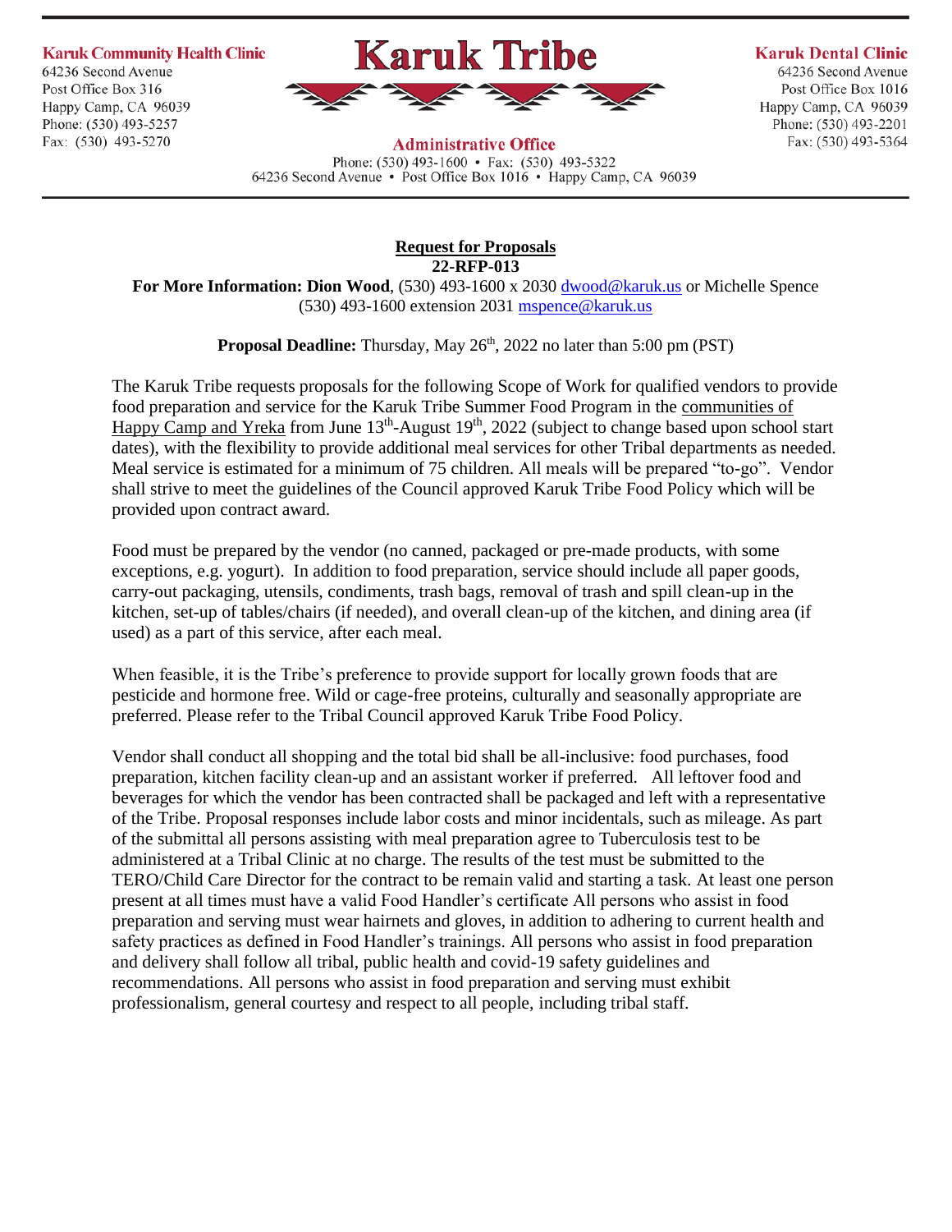**Karuk Community Health Clinic**
64236 Second Avenue
Post Office Box 316
Happy Camp, CA 96039
Phone: (530) 493-5257
Fax: (530) 493-5270

# Karuk Tribe

**Administrative Office**
Phone: (530) 493-1600 • Fax: (530) 493-5322
64236 Second Avenue • Post Office Box 1016 • Happy Camp, CA 96039

**Karuk Dental Clinic**
64236 Second Avenue
Post Office Box 1016
Happy Camp, CA 96039
Phone: (530) 493-2201
Fax: (530) 493-5364

## Request for Proposals
**22-RFP-013**

**For More Information: Dion Wood**, (530) 493-1600 x 2030 dwood@karuk.us or Michelle Spence (530) 493-1600 extension 2031 mspence@karuk.us

**Proposal Deadline:** Thursday, May 26th, 2022 no later than 5:00 pm (PST)

The Karuk Tribe requests proposals for the following Scope of Work for qualified vendors to provide food preparation and service for the Karuk Tribe Summer Food Program in the communities of Happy Camp and Yreka from June 13th-August 19th, 2022 (subject to change based upon school start dates), with the flexibility to provide additional meal services for other Tribal departments as needed. Meal service is estimated for a minimum of 75 children. All meals will be prepared "to-go". Vendor shall strive to meet the guidelines of the Council approved Karuk Tribe Food Policy which will be provided upon contract award.

Food must be prepared by the vendor (no canned, packaged or pre-made products, with some exceptions, e.g. yogurt). In addition to food preparation, service should include all paper goods, carry-out packaging, utensils, condiments, trash bags, removal of trash and spill clean-up in the kitchen, set-up of tables/chairs (if needed), and overall clean-up of the kitchen, and dining area (if used) as a part of this service, after each meal.

When feasible, it is the Tribe's preference to provide support for locally grown foods that are pesticide and hormone free. Wild or cage-free proteins, culturally and seasonally appropriate are preferred. Please refer to the Tribal Council approved Karuk Tribe Food Policy.

Vendor shall conduct all shopping and the total bid shall be all-inclusive: food purchases, food preparation, kitchen facility clean-up and an assistant worker if preferred. All leftover food and beverages for which the vendor has been contracted shall be packaged and left with a representative of the Tribe. Proposal responses include labor costs and minor incidentals, such as mileage. As part of the submittal all persons assisting with meal preparation agree to Tuberculosis test to be administered at a Tribal Clinic at no charge. The results of the test must be submitted to the TERO/Child Care Director for the contract to be remain valid and starting a task. At least one person present at all times must have a valid Food Handler's certificate All persons who assist in food preparation and serving must wear hairnets and gloves, in addition to adhering to current health and safety practices as defined in Food Handler's trainings. All persons who assist in food preparation and delivery shall follow all tribal, public health and covid-19 safety guidelines and recommendations. All persons who assist in food preparation and serving must exhibit professionalism, general courtesy and respect to all people, including tribal staff.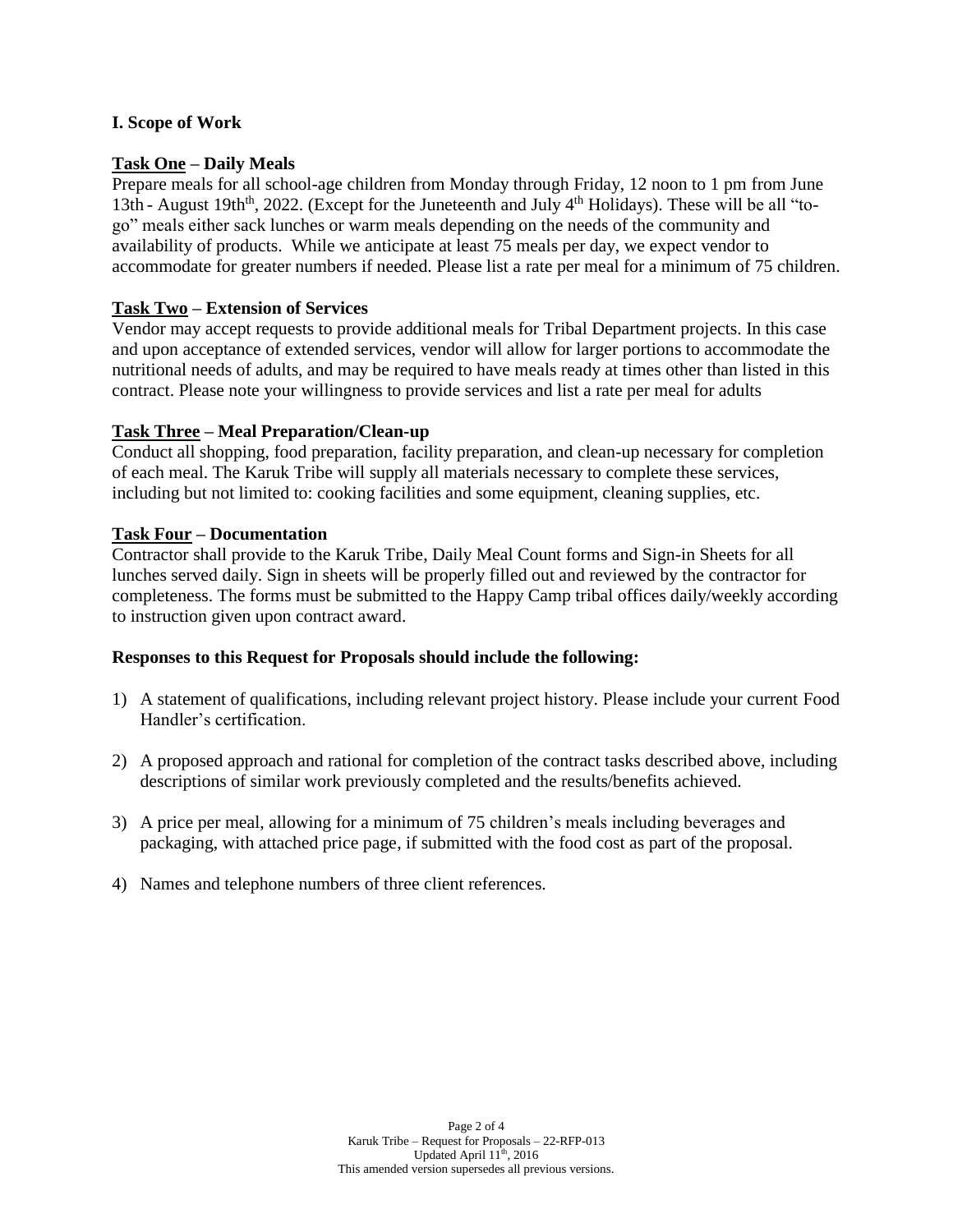## I. Scope of Work

**Task One – Daily Meals**

Prepare meals for all school-age children from Monday through Friday, 12 noon to 1 pm from June 13th - August 19th[th], 2022. (Except for the Juneteenth and July 4[th] Holidays). These will be all "to-go" meals either sack lunches or warm meals depending on the needs of the community and availability of products. While we anticipate at least 75 meals per day, we expect vendor to accommodate for greater numbers if needed. Please list a rate per meal for a minimum of 75 children.

**Task Two – Extension of Services**

Vendor may accept requests to provide additional meals for Tribal Department projects. In this case and upon acceptance of extended services, vendor will allow for larger portions to accommodate the nutritional needs of adults, and may be required to have meals ready at times other than listed in this contract. Please note your willingness to provide services and list a rate per meal for adults

**Task Three – Meal Preparation/Clean-up**

Conduct all shopping, food preparation, facility preparation, and clean-up necessary for completion of each meal. The Karuk Tribe will supply all materials necessary to complete these services, including but not limited to: cooking facilities and some equipment, cleaning supplies, etc.

**Task Four – Documentation**

Contractor shall provide to the Karuk Tribe, Daily Meal Count forms and Sign-in Sheets for all lunches served daily. Sign in sheets will be properly filled out and reviewed by the contractor for completeness. The forms must be submitted to the Happy Camp tribal offices daily/weekly according to instruction given upon contract award.

**Responses to this Request for Proposals should include the following:**

1) A statement of qualifications, including relevant project history. Please include your current Food Handler's certification.
2) A proposed approach and rational for completion of the contract tasks described above, including descriptions of similar work previously completed and the results/benefits achieved.
3) A price per meal, allowing for a minimum of 75 children's meals including beverages and packaging, with attached price page, if submitted with the food cost as part of the proposal.
4) Names and telephone numbers of three client references.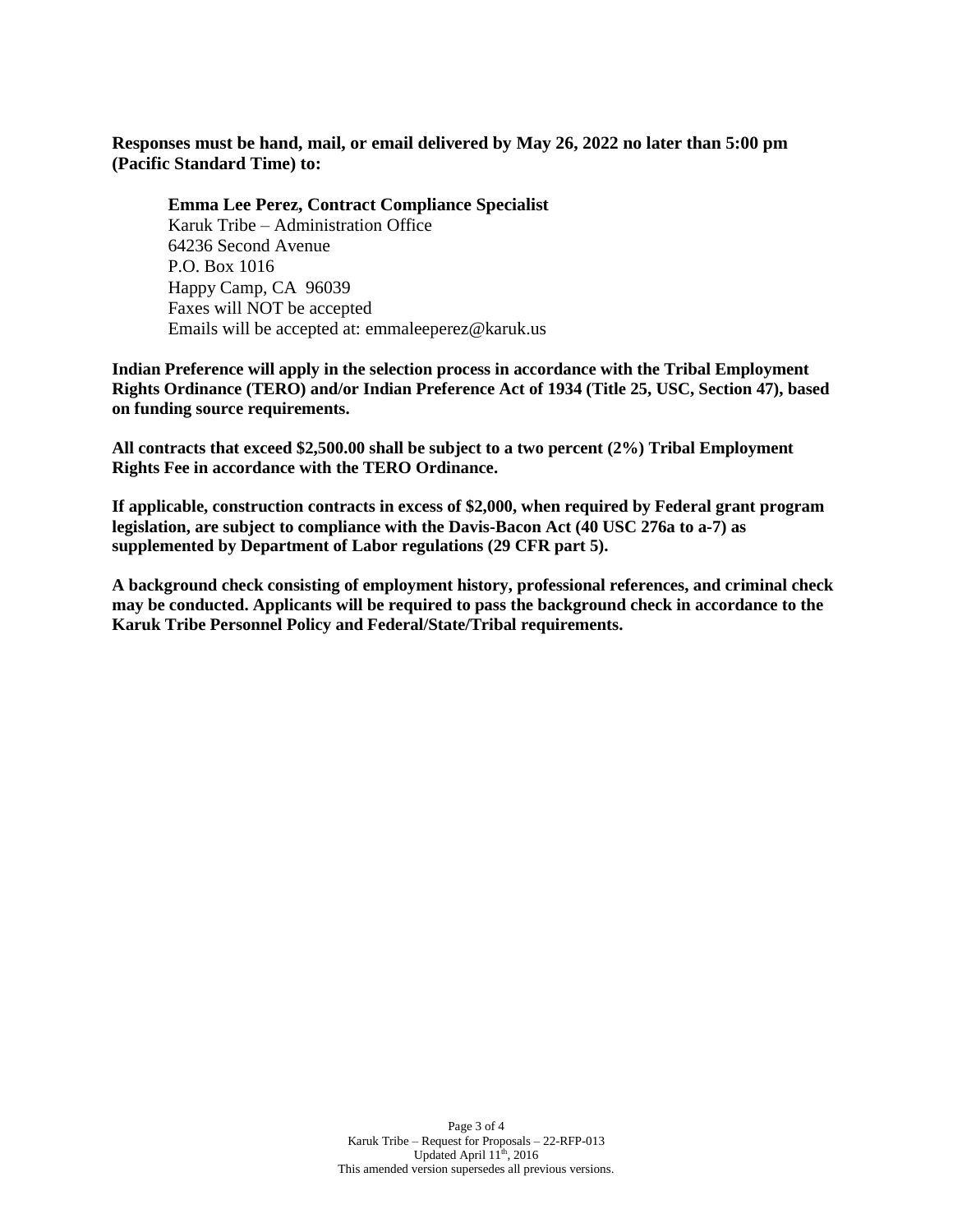**Responses must be hand, mail, or email delivered by May 26, 2022 no later than 5:00 pm (Pacific Standard Time) to:**

**Emma Lee Perez, Contract Compliance Specialist**
Karuk Tribe – Administration Office
64236 Second Avenue
P.O. Box 1016
Happy Camp, CA 96039
Faxes will NOT be accepted
Emails will be accepted at: emmaleeperez@karuk.us

**Indian Preference will apply in the selection process in accordance with the Tribal Employment Rights Ordinance (TERO) and/or Indian Preference Act of 1934 (Title 25, USC, Section 47), based on funding source requirements.**

**All contracts that exceed $2,500.00 shall be subject to a two percent (2%) Tribal Employment Rights Fee in accordance with the TERO Ordinance.**

**If applicable, construction contracts in excess of $2,000, when required by Federal grant program legislation, are subject to compliance with the Davis-Bacon Act (40 USC 276a to a-7) as supplemented by Department of Labor regulations (29 CFR part 5).**

**A background check consisting of employment history, professional references, and criminal check may be conducted. Applicants will be required to pass the background check in accordance to the Karuk Tribe Personnel Policy and Federal/State/Tribal requirements.**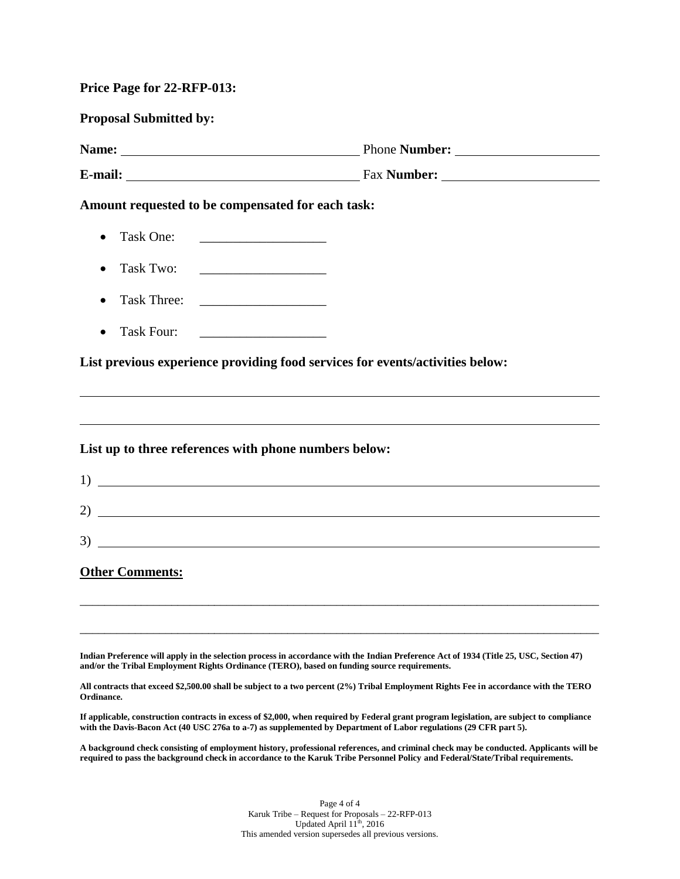**Price Page for 22-RFP-013:**

**Proposal Submitted by:**

**Name:** ________________________________ Phone **Number:** ____________________

**E-mail:** ________________________________ Fax **Number:** ____________________

**Amount requested to be compensated for each task:**

- Task One: ___________________
- Task Two: ___________________
- Task Three: ___________________
- Task Four: ___________________

**List previous experience providing food services for events/activities below:**

_____________________________________________________________________________

_____________________________________________________________________________

**List up to three references with phone numbers below:**

1) ___________________________________________________________________________

2) ___________________________________________________________________________

3) ___________________________________________________________________________

**Other Comments:**

_____________________________________________________________________________

_____________________________________________________________________________

**Indian Preference will apply in the selection process in accordance with the Indian Preference Act of 1934 (Title 25, USC, Section 47) and/or the Tribal Employment Rights Ordinance (TERO), based on funding source requirements.**

**All contracts that exceed $2,500.00 shall be subject to a two percent (2%) Tribal Employment Rights Fee in accordance with the TERO Ordinance.**

**If applicable, construction contracts in excess of $2,000, when required by Federal grant program legislation, are subject to compliance with the Davis-Bacon Act (40 USC 276a to a-7) as supplemented by Department of Labor regulations (29 CFR part 5).**

**A background check consisting of employment history, professional references, and criminal check may be conducted. Applicants will be required to pass the background check in accordance to the Karuk Tribe Personnel Policy and Federal/State/Tribal requirements.**